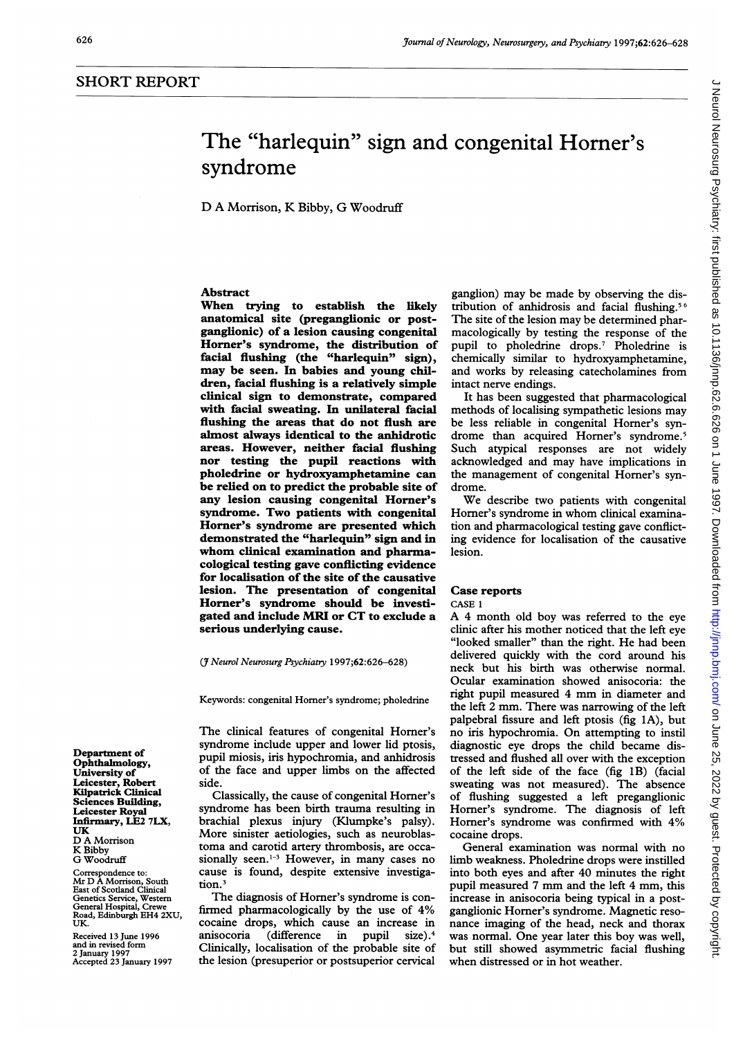## SHORT REPORT

# The "harlequin" sign and congenital Horner's syndrome

D A Morrison, K Bibby, G Woodruff

**Department of Ophthalmology, University of Leicester, Robert Kilpatrick Clinical Sciences Building, Leicester Royal Infirmary, LE2 7LX, UK**
D A Morrison
K Bibby
G Woodruff

Correspondence to: Mr D A Morrison, South East of Scotland Clinical Genetics Service, Western General Hospital, Crewe Road, Edinburgh EH4 2XU, UK.

Received 13 June 1996 and in revised form 2 January 1997
Accepted 23 January 1997

### Abstract

**When trying to establish the likely anatomical site (preganglionic or postganglionic) of a lesion causing congenital Horner's syndrome, the distribution of facial flushing (the "harlequin" sign), may be seen. In babies and young children, facial flushing is a relatively simple clinical sign to demonstrate, compared with facial sweating. In unilateral facial flushing the areas that do not flush are almost always identical to the anhidrotic areas. However, neither facial flushing nor testing the pupil reactions with pholedrine or hydroxyamphetamine can be relied on to predict the probable site of any lesion causing congenital Horner's syndrome. Two patients with congenital Horner's syndrome are presented which demonstrated the "harlequin" sign and in whom clinical examination and pharmacological testing gave conflicting evidence for localisation of the site of the causative lesion. The presentation of congenital Horner's syndrome should be investigated and include MRI or CT to exclude a serious underlying cause.**

(*J Neurol Neurosurg Psychiatry* 1997;62:626–628)

Keywords: congenital Horner's syndrome; pholedrine

The clinical features of congenital Horner's syndrome include upper and lower lid ptosis, pupil miosis, iris hypochromia, and anhidrosis of the face and upper limbs on the affected side.

Classically, the cause of congenital Horner's syndrome has been birth trauma resulting in brachial plexus injury (Klumpke's palsy). More sinister aetiologies, such as neuroblastoma and carotid artery thrombosis, are occasionally seen.[1-3] However, in many cases no cause is found, despite extensive investigation.[3]

The diagnosis of Horner's syndrome is confirmed pharmacologically by the use of 4% cocaine drops, which cause an increase in anisocoria (difference in pupil size).[4] Clinically, localisation of the probable site of the lesion (presuperior or postsuperior cervical ganglion) may be made by observing the distribution of anhidrosis and facial flushing.[5 6] The site of the lesion may be determined pharmacologically by testing the response of the pupil to pholedrine drops.[7] Pholedrine is chemically similar to hydroxyamphetamine, and works by releasing catecholamines from intact nerve endings.

It has been suggested that pharmacological methods of localising sympathetic lesions may be less reliable in congenital Horner's syndrome than acquired Horner's syndrome.[5] Such atypical responses are not widely acknowledged and may have implications in the management of congenital Horner's syndrome.

We describe two patients with congenital Horner's syndrome in whom clinical examination and pharmacological testing gave conflicting evidence for localisation of the causative lesion.

## Case reports

### CASE 1

A 4 month old boy was referred to the eye clinic after his mother noticed that the left eye "looked smaller" than the right. He had been delivered quickly with the cord around his neck but his birth was otherwise normal. Ocular examination showed anisocoria: the right pupil measured 4 mm in diameter and the left 2 mm. There was narrowing of the left palpebral fissure and left ptosis (fig 1A), but no iris hypochromia. On attempting to instil diagnostic eye drops the child became distressed and flushed all over with the exception of the left side of the face (fig 1B) (facial sweating was not measured). The absence of flushing suggested a left preganglionic Horner's syndrome. The diagnosis of left Horner's syndrome was confirmed with 4% cocaine drops.

General examination was normal with no limb weakness. Pholedrine drops were instilled into both eyes and after 40 minutes the right pupil measured 7 mm and the left 4 mm, this increase in anisocoria being typical in a postganglionic Horner's syndrome. Magnetic resonance imaging of the head, neck and thorax was normal. One year later this boy was well, but still showed asymmetric facial flushing when distressed or in hot weather.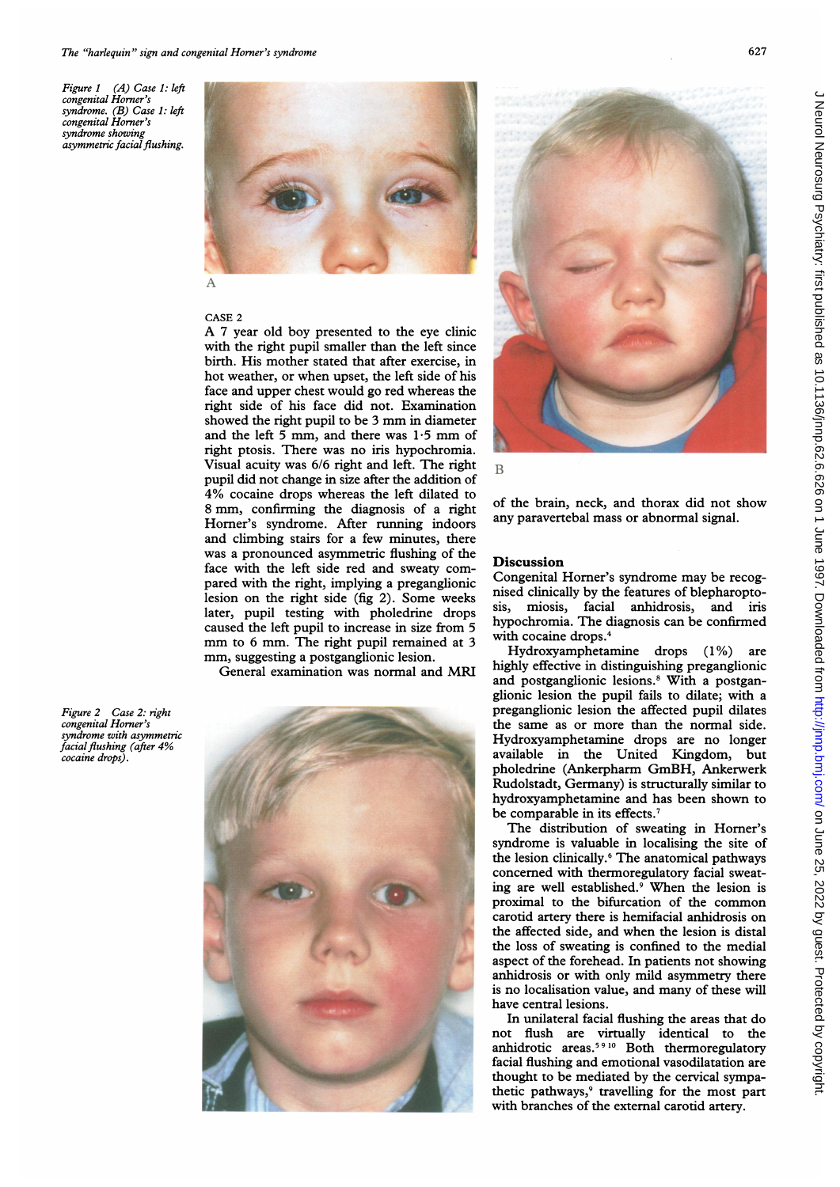Figure 1 (A) Case 1: left congenital Horner's syndrome. (B) Case 1: left congenital Horner's syndrome showing asymmetric facial flushing.

CASE 2

A 7 year old boy presented to the eye clinic with the right pupil smaller than the left since birth. His mother stated that after exercise, in hot weather, or when upset, the left side of his face and upper chest would go red whereas the right side of his face did not. Examination showed the right pupil to be 3 mm in diameter and the left 5 mm, and there was 1·5 mm of right ptosis. There was no iris hypochromia. Visual acuity was 6/6 right and left. The right pupil did not change in size after the addition of 4% cocaine drops whereas the left dilated to 8 mm, confirming the diagnosis of a right Horner's syndrome. After running indoors and climbing stairs for a few minutes, there was a pronounced asymmetric flushing of the face with the left side red and sweaty compared with the right, implying a preganglionic lesion on the right side (fig 2). Some weeks later, pupil testing with pholedrine drops caused the left pupil to increase in size from 5 mm to 6 mm. The right pupil remained at 3 mm, suggesting a postganglionic lesion.

General examination was normal and MRI of the brain, neck, and thorax did not show any paravertebal mass or abnormal signal.

Figure 2 Case 2: right congenital Horner's syndrome with asymmetric facial flushing (after 4% cocaine drops).

## Discussion

Congenital Horner's syndrome may be recognised clinically by the features of blepharoptosis, miosis, facial anhidrosis, and iris hypochromia. The diagnosis can be confirmed with cocaine drops.[4]

Hydroxyamphetamine drops (1%) are highly effective in distinguishing preganglionic and postganglionic lesions.[8] With a postganglionic lesion the pupil fails to dilate; with a preganglionic lesion the affected pupil dilates the same as or more than the normal side. Hydroxyamphetamine drops are no longer available in the United Kingdom, but pholedrine (Ankerpharm GmbH, Ankerwerk Rudolstadt, Germany) is structurally similar to hydroxyamphetamine and has been shown to be comparable in its effects.[7]

The distribution of sweating in Horner's syndrome is valuable in localising the site of the lesion clinically.[6] The anatomical pathways concerned with thermoregulatory facial sweating are well established.[9] When the lesion is proximal to the bifurcation of the common carotid artery there is hemifacial anhidrosis on the affected side, and when the lesion is distal the loss of sweating is confined to the medial aspect of the forehead. In patients not showing anhidrosis or with only mild asymmetry there is no localisation value, and many of these will have central lesions.

In unilateral facial flushing the areas that do not flush are virtually identical to the anhidrotic areas.[5 9 10] Both thermoregulatory facial flushing and emotional vasodilatation are thought to be mediated by the cervical sympathetic pathways,[9] travelling for the most part with branches of the external carotid artery.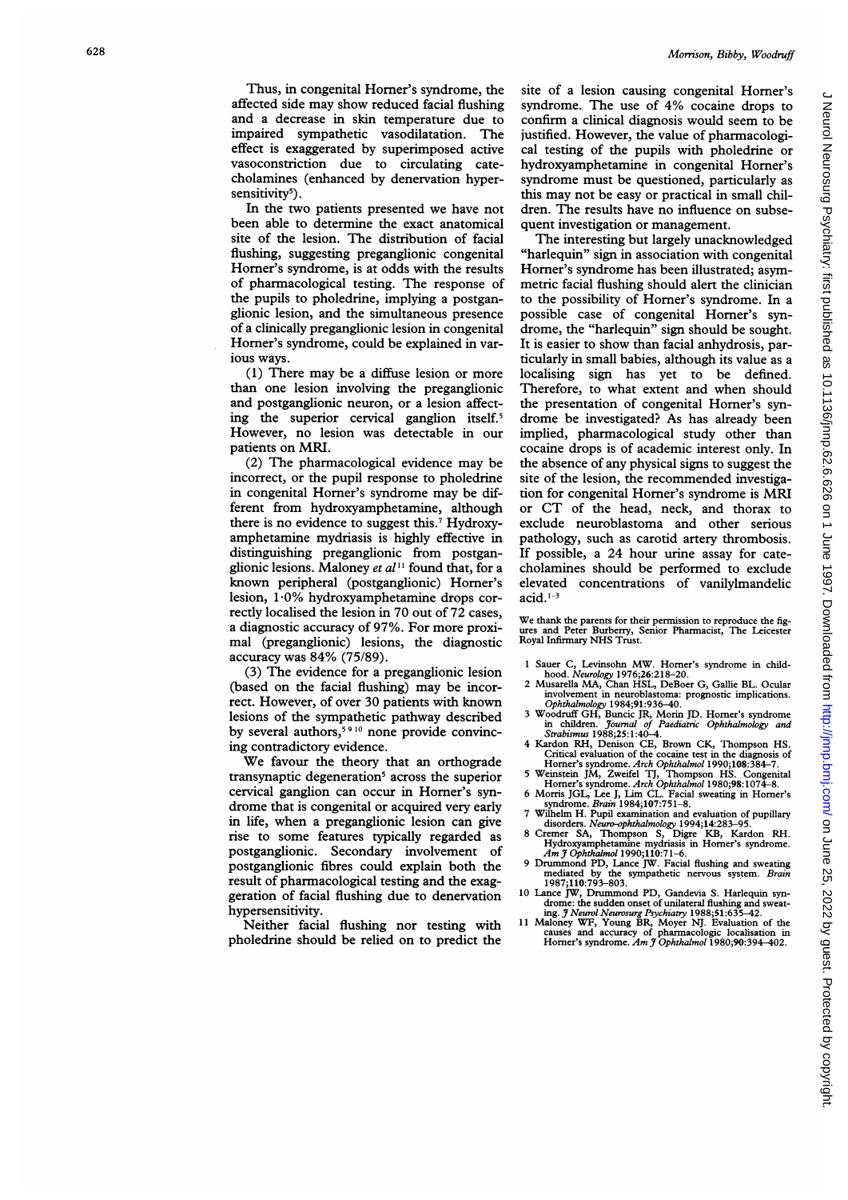Thus, in congenital Horner's syndrome, the affected side may show reduced facial flushing and a decrease in skin temperature due to impaired sympathetic vasodilatation. The effect is exaggerated by superimposed active vasoconstriction due to circulating catecholamines (enhanced by denervation hypersensitivity[5]).

In the two patients presented we have not been able to determine the exact anatomical site of the lesion. The distribution of facial flushing, suggesting preganglionic congenital Horner's syndrome, is at odds with the results of pharmacological testing. The response of the pupils to pholedrine, implying a postganglionic lesion, and the simultaneous presence of a clinically preganglionic lesion in congenital Horner's syndrome, could be explained in various ways.

(1) There may be a diffuse lesion or more than one lesion involving the preganglionic and postganglionic neuron, or a lesion affecting the superior cervical ganglion itself.[5] However, no lesion was detectable in our patients on MRI.

(2) The pharmacological evidence may be incorrect, or the pupil response to pholedrine in congenital Horner's syndrome may be different from hydroxyamphetamine, although there is no evidence to suggest this.[7] Hydroxyamphetamine mydriasis is highly effective in distinguishing preganglionic from postganglionic lesions. Maloney *et al*[11] found that, for a known peripheral (postganglionic) Horner's lesion, 1·0% hydroxyamphetamine drops correctly localised the lesion in 70 out of 72 cases, a diagnostic accuracy of 97%. For more proximal (preganglionic) lesions, the diagnostic accuracy was 84% (75/89).

(3) The evidence for a preganglionic lesion (based on the facial flushing) may be incorrect. However, of over 30 patients with known lesions of the sympathetic pathway described by several authors,[5 9 10] none provide convincing contradictory evidence.

We favour the theory that an orthograde transynaptic degeneration[5] across the superior cervical ganglion can occur in Horner's syndrome that is congenital or acquired very early in life, when a preganglionic lesion can give rise to some features typically regarded as postganglionic. Secondary involvement of postganglionic fibres could explain both the result of pharmacological testing and the exaggeration of facial flushing due to denervation hypersensitivity.

Neither facial flushing nor testing with pholedrine should be relied on to predict the site of a lesion causing congenital Horner's syndrome. The use of 4% cocaine drops to confirm a clinical diagnosis would seem to be justified. However, the value of pharmacological testing of the pupils with pholedrine or hydroxyamphetamine in congenital Horner's syndrome must be questioned, particularly as this may not be easy or practical in small children. The results have no influence on subsequent investigation or management.

The interesting but largely unacknowledged "harlequin" sign in association with congenital Horner's syndrome has been illustrated; asymmetric facial flushing should alert the clinician to the possibility of Horner's syndrome. In a possible case of congenital Horner's syndrome, the "harlequin" sign should be sought. It is easier to show than facial anhydrosis, particularly in small babies, although its value as a localising sign has yet to be defined. Therefore, to what extent and when should the presentation of congenital Horner's syndrome be investigated? As has already been implied, pharmacological study other than cocaine drops is of academic interest only. In the absence of any physical signs to suggest the site of the lesion, the recommended investigation for congenital Horner's syndrome is MRI or CT of the head, neck, and thorax to exclude neuroblastoma and other serious pathology, such as carotid artery thrombosis. If possible, a 24 hour urine assay for catecholamines should be performed to exclude elevated concentrations of vanilylmandelic acid.[1-3]

We thank the parents for their permission to reproduce the figures and Peter Burberry, Senior Pharmacist, The Leicester Royal Infirmary NHS Trust.

1 Sauer C, Levinsohn MW. Horner's syndrome in childhood. *Neurology* 1976;**26**:218–20.
2 Musarella MA, Chan HSL, DeBoer G, Gallie BL. Ocular involvement in neuroblastoma: prognostic implications. *Ophthalmology* 1984;**91**:936–40.
3 Woodruff GH, Buncic JR, Morin JD. Horner's syndrome in children. *Journal of Paediatric Ophthalmology and Strabismus* 1988;**25**:1:40–4.
4 Kardon RH, Denison CE, Brown CK, Thompson HS. Critical evaluation of the cocaine test in the diagnosis of Horner's syndrome. *Arch Ophthalmol* 1990;**108**:384–7.
5 Weinstein JM, Zweifel TJ, Thompson HS. Congenital Horner's syndrome. *Arch Ophthalmol* 1980;**98**:1074–8.
6 Morris JGL, Lee J, Lim CL. Facial sweating in Horner's syndrome. *Brain* 1984;**107**:751–8.
7 Wilhelm H. Pupil examination and evaluation of pupillary disorders. *Neuro-ophthalmology* 1994;**14**:283–95.
8 Cremer SA, Thompson S, Digre KB, Kardon RH. Hydroxyamphetamine mydriasis in Horner's syndrome. *Am J Ophthalmol* 1990;**110**:71–6.
9 Drummond PD, Lance JW. Facial flushing and sweating mediated by the sympathetic nervous system. *Brain* 1987;**110**:793–803.
10 Lance JW, Drummond PD, Gandevia S. Harlequin syndrome: the sudden onset of unilateral flushing and sweating. *J Neurol Neurosurg Psychiatry* 1988;**51**:635–42.
11 Maloney WF, Young BR, Moyer NJ. Evaluation of the causes and accuracy of pharmacologic localisation in Horner's syndrome. *Am J Ophthalmol* 1980;**90**:394–402.